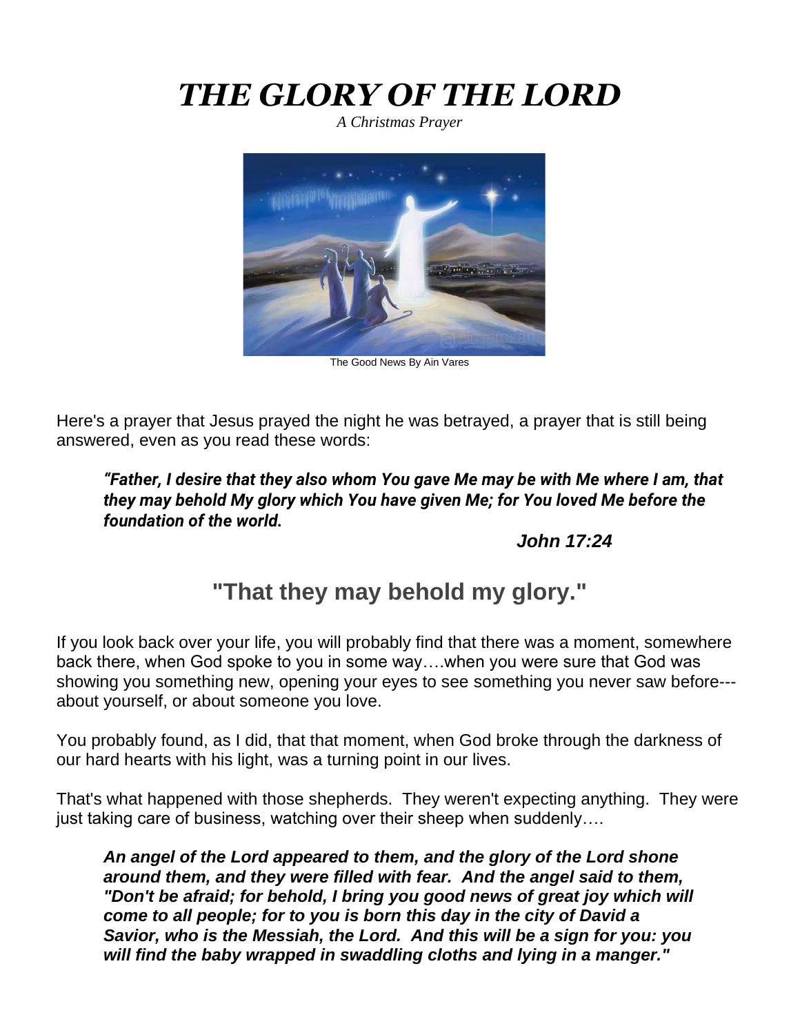# *THE GLORY OF THE LORD*

*A Christmas Prayer*

The Good News By Ain Vares

Here's a prayer that Jesus prayed the night he was betrayed, a prayer that is still being answered, even as you read these words:

> ***"Father, I desire that they also whom You gave Me may be with Me where I am, that they may behold My glory which You have given Me; for You loved Me before the foundation of the world.***
>
> ***John 17:24***

## "That they may behold my glory."

If you look back over your life, you will probably find that there was a moment, somewhere back there, when God spoke to you in some way….when you were sure that God was showing you something new, opening your eyes to see something you never saw before---about yourself, or about someone you love.

You probably found, as I did, that that moment, when God broke through the darkness of our hard hearts with his light, was a turning point in our lives.

That's what happened with those shepherds. They weren't expecting anything. They were just taking care of business, watching over their sheep when suddenly….

> ***An angel of the Lord appeared to them, and the glory of the Lord shone around them, and they were filled with fear. And the angel said to them, "Don't be afraid; for behold, I bring you good news of great joy which will come to all people; for to you is born this day in the city of David a Savior, who is the Messiah, the Lord. And this will be a sign for you: you will find the baby wrapped in swaddling cloths and lying in a manger."***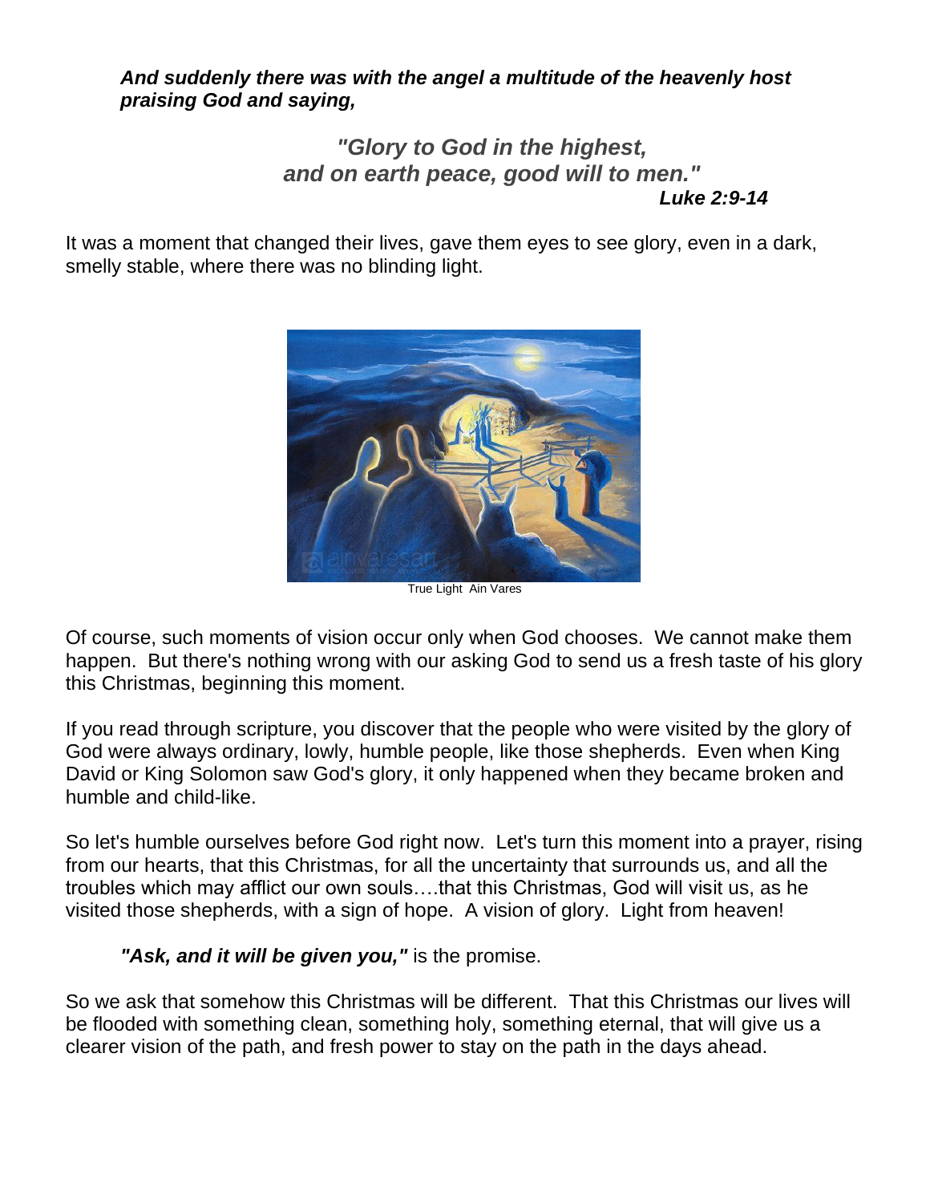***And suddenly there was with the angel a multitude of the heavenly host praising God and saying,***

***"Glory to God in the highest,***
***and on earth peace, good will to men."***
***Luke 2:9-14***

It was a moment that changed their lives, gave them eyes to see glory, even in a dark, smelly stable, where there was no blinding light.

True Light Ain Vares

Of course, such moments of vision occur only when God chooses. We cannot make them happen. But there's nothing wrong with our asking God to send us a fresh taste of his glory this Christmas, beginning this moment.

If you read through scripture, you discover that the people who were visited by the glory of God were always ordinary, lowly, humble people, like those shepherds. Even when King David or King Solomon saw God's glory, it only happened when they became broken and humble and child-like.

So let's humble ourselves before God right now. Let's turn this moment into a prayer, rising from our hearts, that this Christmas, for all the uncertainty that surrounds us, and all the troubles which may afflict our own souls….that this Christmas, God will visit us, as he visited those shepherds, with a sign of hope. A vision of glory. Light from heaven!

***"Ask, and it will be given you,"*** is the promise.

So we ask that somehow this Christmas will be different. That this Christmas our lives will be flooded with something clean, something holy, something eternal, that will give us a clearer vision of the path, and fresh power to stay on the path in the days ahead.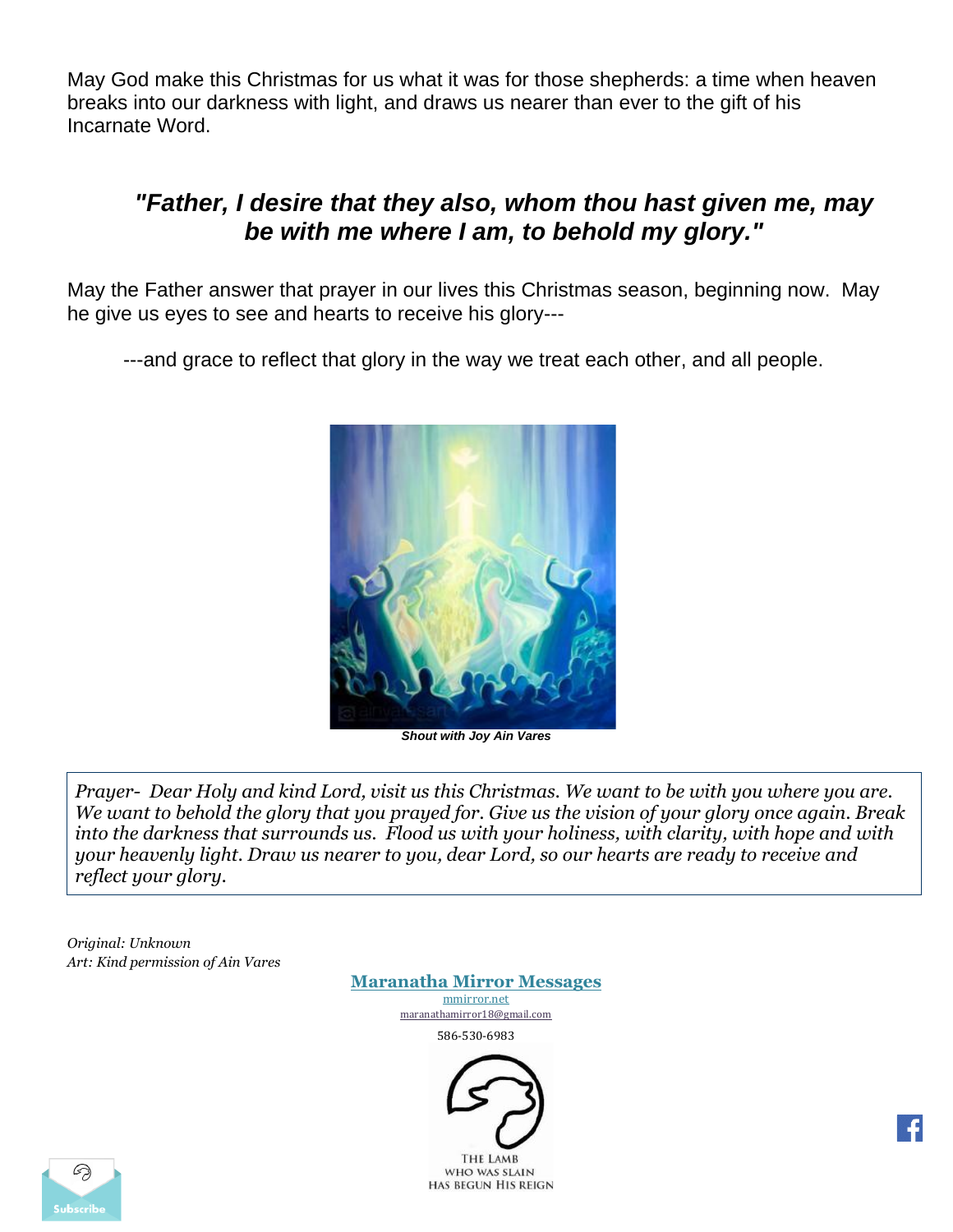May God make this Christmas for us what it was for those shepherds: a time when heaven breaks into our darkness with light, and draws us nearer than ever to the gift of his Incarnate Word.

***"Father, I desire that they also, whom thou hast given me, may be with me where I am, to behold my glory."***

May the Father answer that prayer in our lives this Christmas season, beginning now. May he give us eyes to see and hearts to receive his glory---

---and grace to reflect that glory in the way we treat each other, and all people.

***Shout with Joy Ain Vares***

*Prayer- Dear Holy and kind Lord, visit us this Christmas. We want to be with you where you are. We want to behold the glory that you prayed for. Give us the vision of your glory once again. Break into the darkness that surrounds us. Flood us with your holiness, with clarity, with hope and with your heavenly light. Draw us nearer to you, dear Lord, so our hearts are ready to receive and reflect your glory.*

*Original: Unknown*
*Art: Kind permission of Ain Vares*

**Maranatha Mirror Messages**
mmirror.net
maranathamirror18@gmail.com
586-530-6983

THE LAMB
WHO WAS SLAIN
HAS BEGUN HIS REIGN

Subscribe